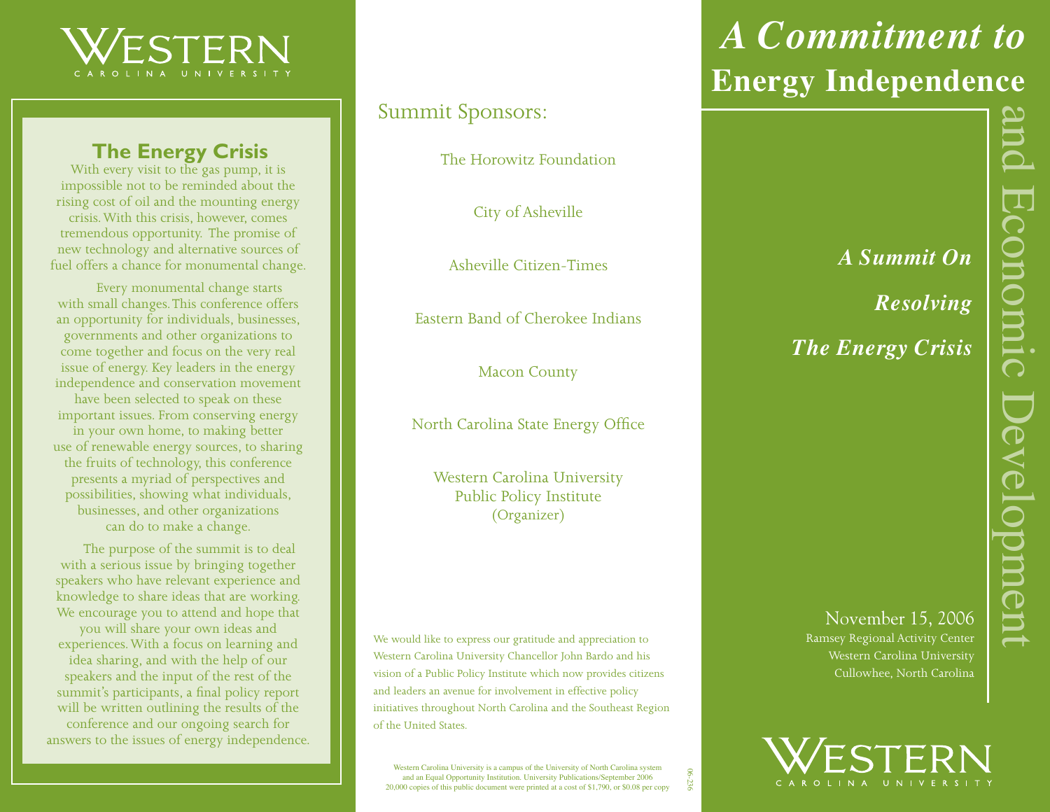WESTERN
CAROLINA UNIVERSITY

## The Energy Crisis

With every visit to the gas pump, it is impossible not to be reminded about the rising cost of oil and the mounting energy crisis. With this crisis, however, comes tremendous opportunity. The promise of new technology and alternative sources of fuel offers a chance for monumental change.

Every monumental change starts with small changes. This conference offers an opportunity for individuals, businesses, governments and other organizations to come together and focus on the very real issue of energy. Key leaders in the energy independence and conservation movement have been selected to speak on these important issues. From conserving energy in your own home, to making better use of renewable energy sources, to sharing the fruits of technology, this conference presents a myriad of perspectives and possibilities, showing what individuals, businesses, and other organizations can do to make a change.

The purpose of the summit is to deal with a serious issue by bringing together speakers who have relevant experience and knowledge to share ideas that are working. We encourage you to attend and hope that you will share your own ideas and experiences. With a focus on learning and idea sharing, and with the help of our speakers and the input of the rest of the summit's participants, a final policy report will be written outlining the results of the conference and our ongoing search for answers to the issues of energy independence.

## Summit Sponsors:

The Horowitz Foundation

City of Asheville

Asheville Citizen-Times

Eastern Band of Cherokee Indians

Macon County

North Carolina State Energy Office

Western Carolina University
Public Policy Institute
(Organizer)

We would like to express our gratitude and appreciation to Western Carolina University Chancellor John Bardo and his vision of a Public Policy Institute which now provides citizens and leaders an avenue for involvement in effective policy initiatives throughout North Carolina and the Southeast Region of the United States.

Western Carolina University is a campus of the University of North Carolina system and an Equal Opportunity Institution. University Publications/September 2006
20,000 copies of this public document were printed at a cost of $1,790, or $0.08 per copy

06-236

# *A Commitment to* Energy Independence and Economic Development

***A Summit On Resolving The Energy Crisis***

November 15, 2006
Ramsey Regional Activity Center
Western Carolina University
Cullowhee, North Carolina

WESTERN
CAROLINA UNIVERSITY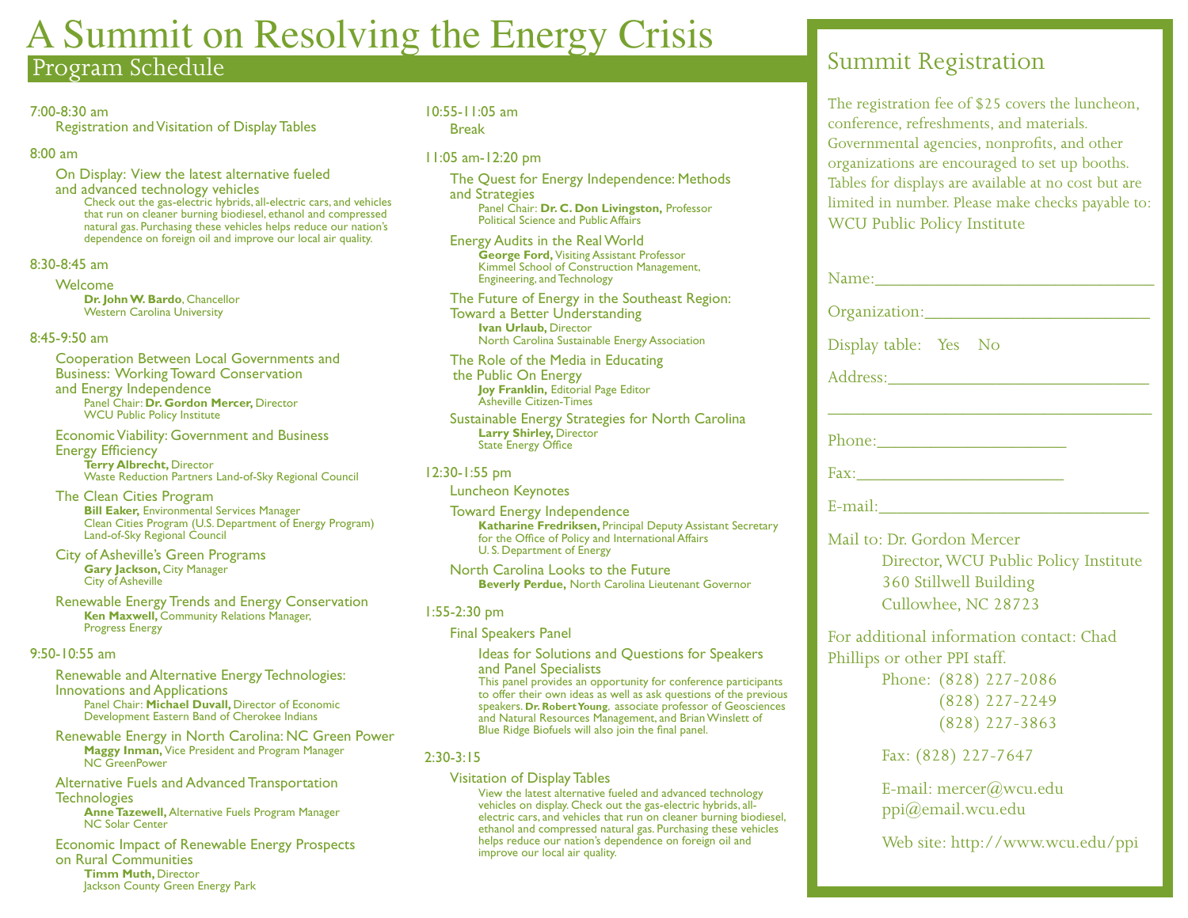# A Summit on Resolving the Energy Crisis

## Program Schedule

**7:00-8:30 am**

Registration and Visitation of Display Tables

**8:00 am**

On Display: View the latest alternative fueled and advanced technology vehicles

Check out the gas-electric hybrids, all-electric cars, and vehicles that run on cleaner burning biodiesel, ethanol and compressed natural gas. Purchasing these vehicles helps reduce our nation's dependence on foreign oil and improve our local air quality.

**8:30-8:45 am**

Welcome

**Dr. John W. Bardo**, Chancellor
Western Carolina University

**8:45-9:50 am**

Cooperation Between Local Governments and Business: Working Toward Conservation and Energy Independence

Panel Chair: **Dr. Gordon Mercer,** Director
WCU Public Policy Institute

Economic Viability: Government and Business Energy Efficiency

**Terry Albrecht,** Director
Waste Reduction Partners Land-of-Sky Regional Council

The Clean Cities Program

**Bill Eaker,** Environmental Services Manager
Clean Cities Program (U.S. Department of Energy Program)
Land-of-Sky Regional Council

City of Asheville's Green Programs

**Gary Jackson,** City Manager
City of Asheville

Renewable Energy Trends and Energy Conservation

**Ken Maxwell,** Community Relations Manager,
Progress Energy

**9:50-10:55 am**

Renewable and Alternative Energy Technologies: Innovations and Applications

Panel Chair: **Michael Duvall,** Director of Economic Development Eastern Band of Cherokee Indians

Renewable Energy in North Carolina: NC Green Power

**Maggy Inman,** Vice President and Program Manager
NC GreenPower

Alternative Fuels and Advanced Transportation Technologies

**Anne Tazewell,** Alternative Fuels Program Manager
NC Solar Center

Economic Impact of Renewable Energy Prospects on Rural Communities

**Timm Muth,** Director
Jackson County Green Energy Park

**10:55-11:05 am**

Break

**11:05 am-12:20 pm**

The Quest for Energy Independence: Methods and Strategies

Panel Chair: **Dr. C. Don Livingston,** Professor
Political Science and Public Affairs

Energy Audits in the Real World

**George Ford,** Visiting Assistant Professor
Kimmel School of Construction Management, Engineering, and Technology

The Future of Energy in the Southeast Region: Toward a Better Understanding

**Ivan Urlaub,** Director
North Carolina Sustainable Energy Association

The Role of the Media in Educating the Public On Energy

**Joy Franklin,** Editorial Page Editor
Asheville Citizen-Times

Sustainable Energy Strategies for North Carolina

**Larry Shirley,** Director
State Energy Office

**12:30-1:55 pm**

Luncheon Keynotes

Toward Energy Independence

**Katharine Fredriksen,** Principal Deputy Assistant Secretary for the Office of Policy and International Affairs
U. S. Department of Energy

North Carolina Looks to the Future

**Beverly Perdue,** North Carolina Lieutenant Governor

**1:55-2:30 pm**

Final Speakers Panel

Ideas for Solutions and Questions for Speakers and Panel Specialists

This panel provides an opportunity for conference participants to offer their own ideas as well as ask questions of the previous speakers. **Dr. Robert Young**, associate professor of Geosciences and Natural Resources Management, and Brian Winslett of Blue Ridge Biofuels will also join the final panel.

**2:30-3:15**

Visitation of Display Tables

View the latest alternative fueled and advanced technology vehicles on display. Check out the gas-electric hybrids, all-electric cars, and vehicles that run on cleaner burning biodiesel, ethanol and compressed natural gas. Purchasing these vehicles helps reduce our nation's dependence on foreign oil and improve our local air quality.

## Summit Registration

The registration fee of $25 covers the luncheon, conference, refreshments, and materials. Governmental agencies, nonprofits, and other organizations are encouraged to set up booths. Tables for displays are available at no cost but are limited in number. Please make checks payable to: WCU Public Policy Institute

Name:________________________________

Organization:__________________________

Display table: Yes No

Address:______________________________

______________________________________

Phone:_____________________

Fax:_______________________

E-mail:________________________________

Mail to: Dr. Gordon Mercer
Director, WCU Public Policy Institute
360 Stillwell Building
Cullowhee, NC 28723

For additional information contact: Chad Phillips or other PPI staff.

Phone: (828) 227-2086
(828) 227-2249
(828) 227-3863

Fax: (828) 227-7647

E-mail: mercer@wcu.edu
ppi@email.wcu.edu

Web site: http://www.wcu.edu/ppi